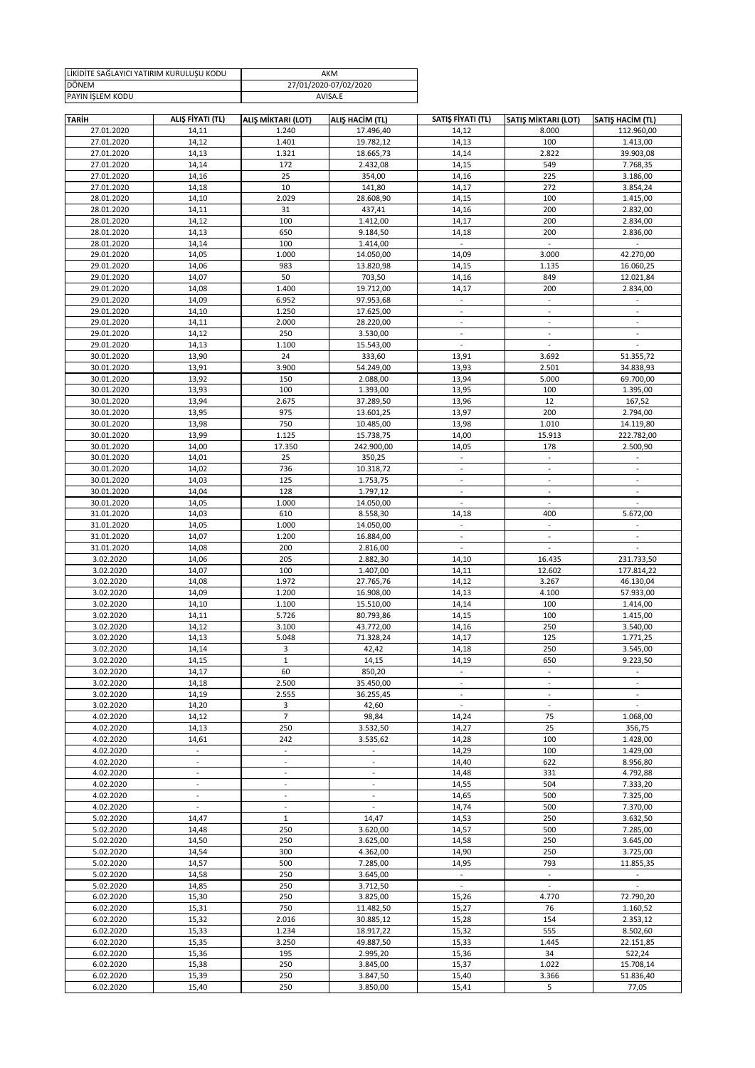| LİKİDİTE SAĞLAYICI YATIRIM KURULUŞU KODU | AKM |
|---|---|
| DÖNEM | 27/01/2020-07/02/2020 |
| PAYIN İŞLEM KODU | AVISA.E |

| TARİH | ALIŞ FİYATI (TL) | ALIŞ MİKTARI (LOT) | ALIŞ HACİM (TL) | SATIŞ FİYATI (TL) | SATIŞ MİKTARI (LOT) | SATIŞ HACİM (TL) |
|---|---|---|---|---|---|---|
| 27.01.2020 | 14,11 | 1.240 | 17.496,40 | 14,12 | 8.000 | 112.960,00 |
| 27.01.2020 | 14,12 | 1.401 | 19.782,12 | 14,13 | 100 | 1.413,00 |
| 27.01.2020 | 14,13 | 1.321 | 18.665,73 | 14,14 | 2.822 | 39.903,08 |
| 27.01.2020 | 14,14 | 172 | 2.432,08 | 14,15 | 549 | 7.768,35 |
| 27.01.2020 | 14,16 | 25 | 354,00 | 14,16 | 225 | 3.186,00 |
| 27.01.2020 | 14,18 | 10 | 141,80 | 14,17 | 272 | 3.854,24 |
| 28.01.2020 | 14,10 | 2.029 | 28.608,90 | 14,15 | 100 | 1.415,00 |
| 28.01.2020 | 14,11 | 31 | 437,41 | 14,16 | 200 | 2.832,00 |
| 28.01.2020 | 14,12 | 100 | 1.412,00 | 14,17 | 200 | 2.834,00 |
| 28.01.2020 | 14,13 | 650 | 9.184,50 | 14,18 | 200 | 2.836,00 |
| 28.01.2020 | 14,14 | 100 | 1.414,00 | - | - | - |
| 29.01.2020 | 14,05 | 1.000 | 14.050,00 | 14,09 | 3.000 | 42.270,00 |
| 29.01.2020 | 14,06 | 983 | 13.820,98 | 14,15 | 1.135 | 16.060,25 |
| 29.01.2020 | 14,07 | 50 | 703,50 | 14,16 | 849 | 12.021,84 |
| 29.01.2020 | 14,08 | 1.400 | 19.712,00 | 14,17 | 200 | 2.834,00 |
| 29.01.2020 | 14,09 | 6.952 | 97.953,68 | - | - | - |
| 29.01.2020 | 14,10 | 1.250 | 17.625,00 | - | - | - |
| 29.01.2020 | 14,11 | 2.000 | 28.220,00 | - | - | - |
| 29.01.2020 | 14,12 | 250 | 3.530,00 | - | - | - |
| 29.01.2020 | 14,13 | 1.100 | 15.543,00 | - | - | - |
| 30.01.2020 | 13,90 | 24 | 333,60 | 13,91 | 3.692 | 51.355,72 |
| 30.01.2020 | 13,91 | 3.900 | 54.249,00 | 13,93 | 2.501 | 34.838,93 |
| 30.01.2020 | 13,92 | 150 | 2.088,00 | 13,94 | 5.000 | 69.700,00 |
| 30.01.2020 | 13,93 | 100 | 1.393,00 | 13,95 | 100 | 1.395,00 |
| 30.01.2020 | 13,94 | 2.675 | 37.289,50 | 13,96 | 12 | 167,52 |
| 30.01.2020 | 13,95 | 975 | 13.601,25 | 13,97 | 200 | 2.794,00 |
| 30.01.2020 | 13,98 | 750 | 10.485,00 | 13,98 | 1.010 | 14.119,80 |
| 30.01.2020 | 13,99 | 1.125 | 15.738,75 | 14,00 | 15.913 | 222.782,00 |
| 30.01.2020 | 14,00 | 17.350 | 242.900,00 | 14,05 | 178 | 2.500,90 |
| 30.01.2020 | 14,01 | 25 | 350,25 | - | - | - |
| 30.01.2020 | 14,02 | 736 | 10.318,72 | - | - | - |
| 30.01.2020 | 14,03 | 125 | 1.753,75 | - | - | - |
| 30.01.2020 | 14,04 | 128 | 1.797,12 | - | - | - |
| 30.01.2020 | 14,05 | 1.000 | 14.050,00 | - | - | - |
| 31.01.2020 | 14,03 | 610 | 8.558,30 | 14,18 | 400 | 5.672,00 |
| 31.01.2020 | 14,05 | 1.000 | 14.050,00 | - | - | - |
| 31.01.2020 | 14,07 | 1.200 | 16.884,00 | - | - | - |
| 31.01.2020 | 14,08 | 200 | 2.816,00 | - | - | - |
| 3.02.2020 | 14,06 | 205 | 2.882,30 | 14,10 | 16.435 | 231.733,50 |
| 3.02.2020 | 14,07 | 100 | 1.407,00 | 14,11 | 12.602 | 177.814,22 |
| 3.02.2020 | 14,08 | 1.972 | 27.765,76 | 14,12 | 3.267 | 46.130,04 |
| 3.02.2020 | 14,09 | 1.200 | 16.908,00 | 14,13 | 4.100 | 57.933,00 |
| 3.02.2020 | 14,10 | 1.100 | 15.510,00 | 14,14 | 100 | 1.414,00 |
| 3.02.2020 | 14,11 | 5.726 | 80.793,86 | 14,15 | 100 | 1.415,00 |
| 3.02.2020 | 14,12 | 3.100 | 43.772,00 | 14,16 | 250 | 3.540,00 |
| 3.02.2020 | 14,13 | 5.048 | 71.328,24 | 14,17 | 125 | 1.771,25 |
| 3.02.2020 | 14,14 | 3 | 42,42 | 14,18 | 250 | 3.545,00 |
| 3.02.2020 | 14,15 | 1 | 14,15 | 14,19 | 650 | 9.223,50 |
| 3.02.2020 | 14,17 | 60 | 850,20 | - | - | - |
| 3.02.2020 | 14,18 | 2.500 | 35.450,00 | - | - | - |
| 3.02.2020 | 14,19 | 2.555 | 36.255,45 | - | - | - |
| 3.02.2020 | 14,20 | 3 | 42,60 | - | - | - |
| 4.02.2020 | 14,12 | 7 | 98,84 | 14,24 | 75 | 1.068,00 |
| 4.02.2020 | 14,13 | 250 | 3.532,50 | 14,27 | 25 | 356,75 |
| 4.02.2020 | 14,61 | 242 | 3.535,62 | 14,28 | 100 | 1.428,00 |
| 4.02.2020 | - | - | - | 14,29 | 100 | 1.429,00 |
| 4.02.2020 | - | - | - | 14,40 | 622 | 8.956,80 |
| 4.02.2020 | - | - | - | 14,48 | 331 | 4.792,88 |
| 4.02.2020 | - | - | - | 14,55 | 504 | 7.333,20 |
| 4.02.2020 | - | - | - | 14,65 | 500 | 7.325,00 |
| 4.02.2020 | - | - | - | 14,74 | 500 | 7.370,00 |
| 5.02.2020 | 14,47 | 1 | 14,47 | 14,53 | 250 | 3.632,50 |
| 5.02.2020 | 14,48 | 250 | 3.620,00 | 14,57 | 500 | 7.285,00 |
| 5.02.2020 | 14,50 | 250 | 3.625,00 | 14,58 | 250 | 3.645,00 |
| 5.02.2020 | 14,54 | 300 | 4.362,00 | 14,90 | 250 | 3.725,00 |
| 5.02.2020 | 14,57 | 500 | 7.285,00 | 14,95 | 793 | 11.855,35 |
| 5.02.2020 | 14,58 | 250 | 3.645,00 | - | - | - |
| 5.02.2020 | 14,85 | 250 | 3.712,50 | - | - | - |
| 6.02.2020 | 15,30 | 250 | 3.825,00 | 15,26 | 4.770 | 72.790,20 |
| 6.02.2020 | 15,31 | 750 | 11.482,50 | 15,27 | 76 | 1.160,52 |
| 6.02.2020 | 15,32 | 2.016 | 30.885,12 | 15,28 | 154 | 2.353,12 |
| 6.02.2020 | 15,33 | 1.234 | 18.917,22 | 15,32 | 555 | 8.502,60 |
| 6.02.2020 | 15,35 | 3.250 | 49.887,50 | 15,33 | 1.445 | 22.151,85 |
| 6.02.2020 | 15,36 | 195 | 2.995,20 | 15,36 | 34 | 522,24 |
| 6.02.2020 | 15,38 | 250 | 3.845,00 | 15,37 | 1.022 | 15.708,14 |
| 6.02.2020 | 15,39 | 250 | 3.847,50 | 15,40 | 3.366 | 51.836,40 |
| 6.02.2020 | 15,40 | 250 | 3.850,00 | 15,41 | 5 | 77,05 |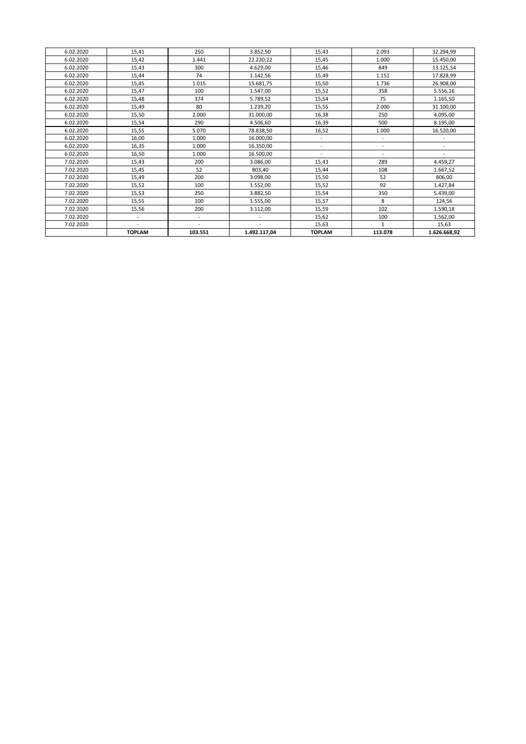| | | | | | | |
|---|---|---|---|---|---|---|
| 6.02.2020 | 15,41 | 250 | 3.852,50 | 15,43 | 2.093 | 32.294,99 |
| 6.02.2020 | 15,42 | 1.441 | 22.220,22 | 15,45 | 1.000 | 15.450,00 |
| 6.02.2020 | 15,43 | 300 | 4.629,00 | 15,46 | 849 | 13.125,54 |
| 6.02.2020 | 15,44 | 74 | 1.142,56 | 15,49 | 1.151 | 17.828,99 |
| 6.02.2020 | 15,45 | 1.015 | 15.681,75 | 15,50 | 1.736 | 26.908,00 |
| 6.02.2020 | 15,47 | 100 | 1.547,00 | 15,52 | 358 | 5.556,16 |
| 6.02.2020 | 15,48 | 374 | 5.789,52 | 15,54 | 75 | 1.165,50 |
| 6.02.2020 | 15,49 | 80 | 1.239,20 | 15,55 | 2.000 | 31.100,00 |
| 6.02.2020 | 15,50 | 2.000 | 31.000,00 | 16,38 | 250 | 4.095,00 |
| 6.02.2020 | 15,54 | 290 | 4.506,60 | 16,39 | 500 | 8.195,00 |
| 6.02.2020 | 15,55 | 5.070 | 78.838,50 | 16,52 | 1.000 | 16.520,00 |
| 6.02.2020 | 16,00 | 1.000 | 16.000,00 | - | - | - |
| 6.02.2020 | 16,35 | 1.000 | 16.350,00 | - | - | - |
| 6.02.2020 | 16,50 | 1.000 | 16.500,00 | - | - | - |
| 7.02.2020 | 15,43 | 200 | 3.086,00 | 15,43 | 289 | 4.459,27 |
| 7.02.2020 | 15,45 | 52 | 803,40 | 15,44 | 108 | 1.667,52 |
| 7.02.2020 | 15,49 | 200 | 3.098,00 | 15,50 | 52 | 806,00 |
| 7.02.2020 | 15,52 | 100 | 1.552,00 | 15,52 | 92 | 1.427,84 |
| 7.02.2020 | 15,53 | 250 | 3.882,50 | 15,54 | 350 | 5.439,00 |
| 7.02.2020 | 15,55 | 100 | 1.555,00 | 15,57 | 8 | 124,56 |
| 7.02.2020 | 15,56 | 200 | 3.112,00 | 15,59 | 102 | 1.590,18 |
| 7.02.2020 | - | - | - | 15,62 | 100 | 1.562,00 |
| 7.02.2020 | - | - | - | 15,63 | 1 | 15,63 |
| | **TOPLAM** | **103.551** | **1.492.117,04** | **TOPLAM** | **113.078** | **1.626.668,92** |